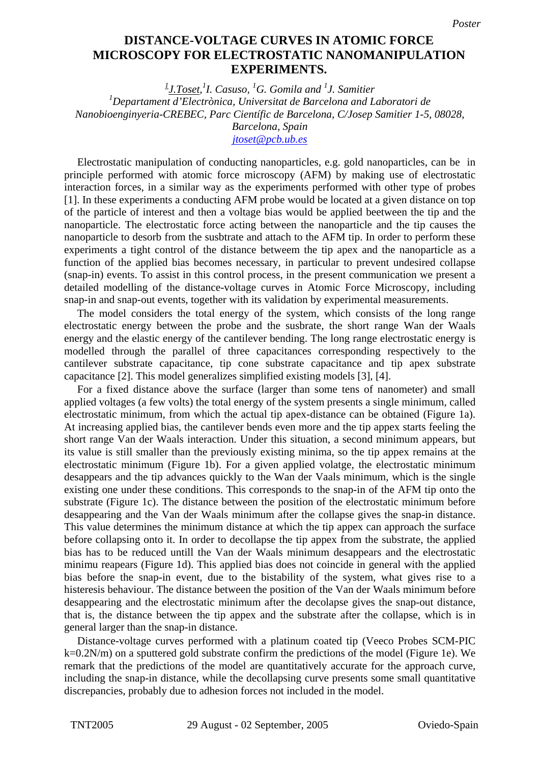Poster

# DISTANCE-VOLTAGE CURVES IN ATOMIC FORCE MICROSCOPY FOR ELECTROSTATIC NANOMANIPULATION EXPERIMENTS.

*[1]J.Toset, [1]I. Casuso, [1]G. Gomila and [1]J. Samitier*

*[1]Departament d'Electrònica, Universitat de Barcelona and Laboratori de Nanobioenginyeria-CREBEC, Parc Científic de Barcelona, C/Josep Samitier 1-5, 08028, Barcelona, Spain*

*jtoset@pcb.ub.es*

Electrostatic manipulation of conducting nanoparticles, e.g. gold nanoparticles, can be in principle performed with atomic force microscopy (AFM) by making use of electrostatic interaction forces, in a similar way as the experiments performed with other type of probes [1]. In these experiments a conducting AFM probe would be located at a given distance on top of the particle of interest and then a voltage bias would be applied beetween the tip and the nanoparticle. The electrostatic force acting between the nanoparticle and the tip causes the nanoparticle to desorb from the susbtrate and attach to the AFM tip. In order to perform these experiments a tight control of the distance betweem the tip apex and the nanoparticle as a function of the applied bias becomes necessary, in particular to prevent undesired collapse (snap-in) events. To assist in this control process, in the present communication we present a detailed modelling of the distance-voltage curves in Atomic Force Microscopy, including snap-in and snap-out events, together with its validation by experimental measurements.

The model considers the total energy of the system, which consists of the long range electrostatic energy between the probe and the susbrate, the short range Wan der Waals energy and the elastic energy of the cantilever bending. The long range electrostatic energy is modelled through the parallel of three capacitances corresponding respectively to the cantilever substrate capacitance, tip cone substrate capacitance and tip apex substrate capacitance [2]. This model generalizes simplified existing models [3], [4].

For a fixed distance above the surface (larger than some tens of nanometer) and small applied voltages (a few volts) the total energy of the system presents a single minimum, called electrostatic minimum, from which the actual tip apex-distance can be obtained (Figure 1a). At increasing applied bias, the cantilever bends even more and the tip appex starts feeling the short range Van der Waals interaction. Under this situation, a second minimum appears, but its value is still smaller than the previously existing minima, so the tip appex remains at the electrostatic minimum (Figure 1b). For a given applied volatge, the electrostatic minimum desappears and the tip advances quickly to the Wan der Vaals minimum, which is the single existing one under these conditions. This corresponds to the snap-in of the AFM tip onto the substrate (Figure 1c). The distance between the position of the electrostatic minimum before desappearing and the Van der Waals minimum after the collapse gives the snap-in distance. This value determines the minimum distance at which the tip appex can approach the surface before collapsing onto it. In order to decollapse the tip appex from the substrate, the applied bias has to be reduced untill the Van der Waals minimum desappears and the electrostatic minimu reapears (Figure 1d). This applied bias does not coincide in general with the applied bias before the snap-in event, due to the bistability of the system, what gives rise to a histeresis behaviour. The distance between the position of the Van der Waals minimum before desappearing and the electrostatic minimum after the decolapse gives the snap-out distance, that is, the distance between the tip appex and the substrate after the collapse, which is in general larger than the snap-in distance.

Distance-voltage curves performed with a platinum coated tip (Veeco Probes SCM-PIC k=0.2N/m) on a sputtered gold substrate confirm the predictions of the model (Figure 1e). We remark that the predictions of the model are quantitatively accurate for the approach curve, including the snap-in distance, while the decollapsing curve presents some small quantitative discrepancies, probably due to adhesion forces not included in the model.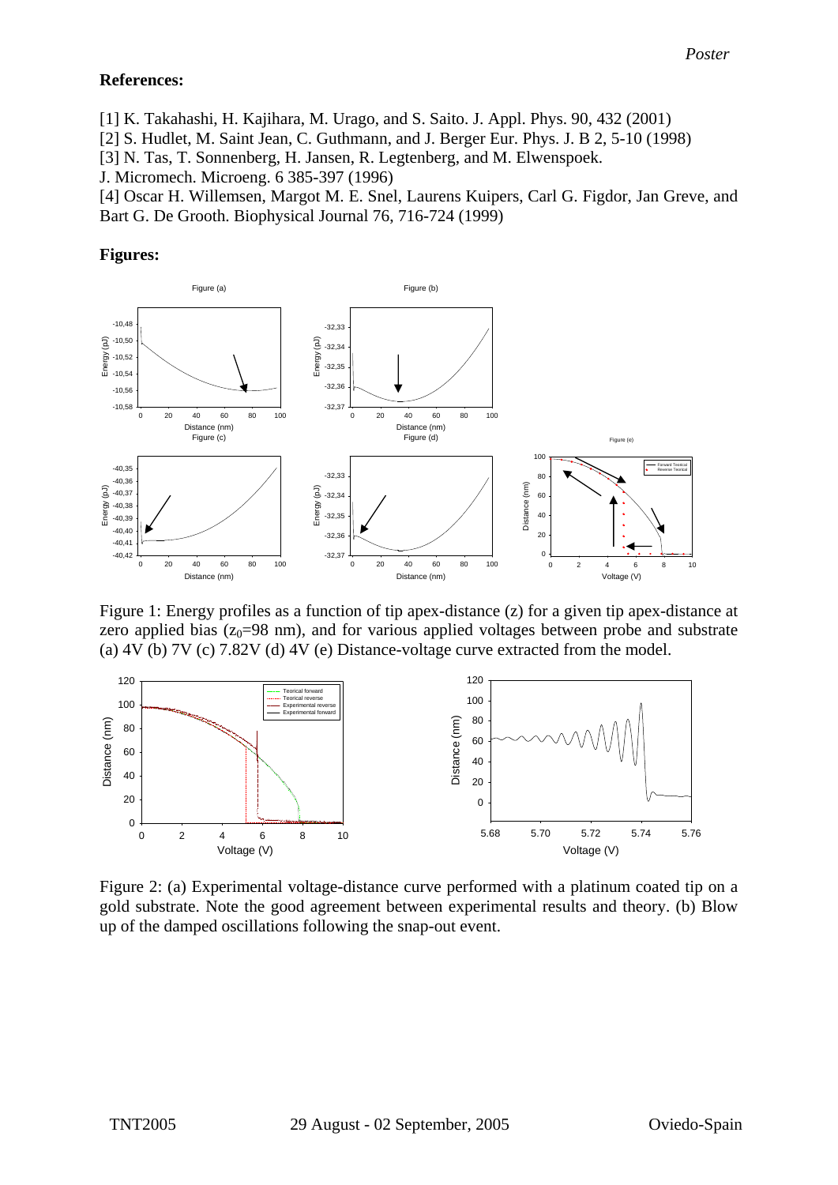## References:

[1] K. Takahashi, H. Kajihara, M. Urago, and S. Saito. J. Appl. Phys. 90, 432 (2001)
[2] S. Hudlet, M. Saint Jean, C. Guthmann, and J. Berger Eur. Phys. J. B 2, 5-10 (1998)
[3] N. Tas, T. Sonnenberg, H. Jansen, R. Legtenberg, and M. Elwenspoek.
J. Micromech. Microeng. 6 385-397 (1996)
[4] Oscar H. Willemsen, Margot M. E. Snel, Laurens Kuipers, Carl G. Figdor, Jan Greve, and Bart G. De Grooth. Biophysical Journal 76, 716-724 (1999)

## Figures:

Figure (a)
Energy (pJ)
-10,48
-10,50
-10,52
-10,54
-10,56
-10,58
0 20 40 60 80 100
Distance (nm)

Figure (b)
Energy (pJ)
-32,33
-32,34
-32,35
-32,36
-32,37
0 20 40 60 80 100
Distance (nm)

Figure (c)
Energy (pJ)
-40,35
-40,36
-40,37
-40,38
-40,39
-40,40
-40,41
-40,42
0 20 40 60 80 100
Distance (nm)

Figure (d)
Energy (pJ)
-32,33
-32,34
-32,35
-32,36
-32,37
0 20 40 60 80 100
Distance (nm)

Figure (e)
Forward Teorical
Reverse Teorical
Distance (nm)
0 20 40 60 80 100
0 2 4 6 8 10
Voltage (V)

Figure 1: Energy profiles as a function of tip apex-distance (z) for a given tip apex-distance at zero applied bias ($z_0$=98 nm), and for various applied voltages between probe and substrate (a) 4V (b) 7V (c) 7.82V (d) 4V (e) Distance-voltage curve extracted from the model.

Teorical forward
Teorical reverse
Experimental reverse
Experimental forward
Distance (nm)
0 20 40 60 80 100 120
0 2 4 6 8 10
Voltage (V)

Distance (nm)
0 20 40 60 80 100 120
5.68 5.70 5.72 5.74 5.76
Voltage (V)

Figure 2: (a) Experimental voltage-distance curve performed with a platinum coated tip on a gold substrate. Note the good agreement between experimental results and theory. (b) Blow up of the damped oscillations following the snap-out event.